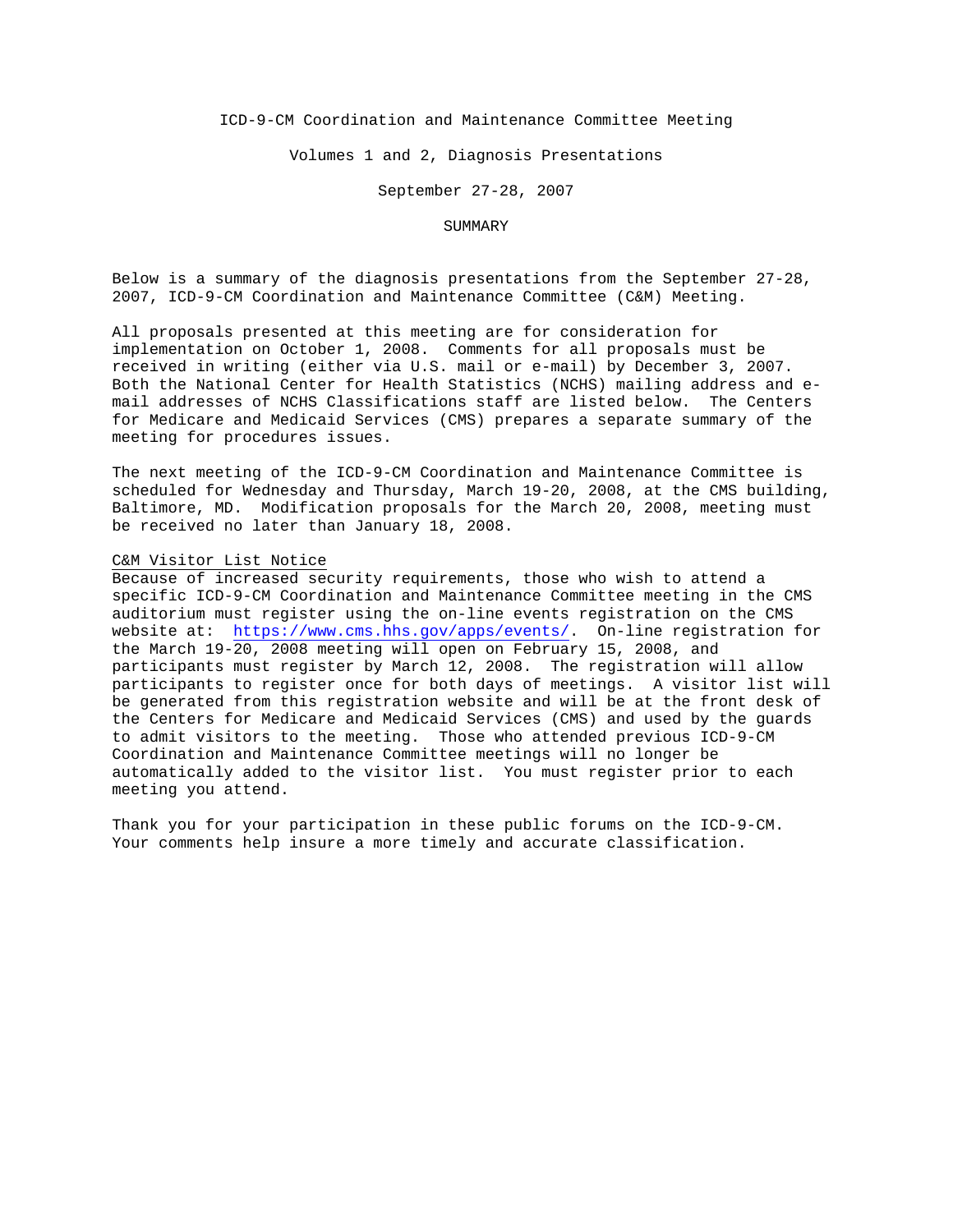# ICD-9-CM Coordination and Maintenance Committee Meeting

## Volumes 1 and 2, Diagnosis Presentations

### September 27-28, 2007

### SUMMARY

Below is a summary of the diagnosis presentations from the September 27-28, 2007, ICD-9-CM Coordination and Maintenance Committee (C&M) Meeting.

All proposals presented at this meeting are for consideration for implementation on October 1, 2008. Comments for all proposals must be received in writing (either via U.S. mail or e-mail) by December 3, 2007. Both the National Center for Health Statistics (NCHS) mailing address and e-mail addresses of NCHS Classifications staff are listed below. The Centers for Medicare and Medicaid Services (CMS) prepares a separate summary of the meeting for procedures issues.

The next meeting of the ICD-9-CM Coordination and Maintenance Committee is scheduled for Wednesday and Thursday, March 19-20, 2008, at the CMS building, Baltimore, MD. Modification proposals for the March 20, 2008, meeting must be received no later than January 18, 2008.

C&M Visitor List Notice

Because of increased security requirements, those who wish to attend a specific ICD-9-CM Coordination and Maintenance Committee meeting in the CMS auditorium must register using the on-line events registration on the CMS website at: https://www.cms.hhs.gov/apps/events/. On-line registration for the March 19-20, 2008 meeting will open on February 15, 2008, and participants must register by March 12, 2008. The registration will allow participants to register once for both days of meetings. A visitor list will be generated from this registration website and will be at the front desk of the Centers for Medicare and Medicaid Services (CMS) and used by the guards to admit visitors to the meeting. Those who attended previous ICD-9-CM Coordination and Maintenance Committee meetings will no longer be automatically added to the visitor list. You must register prior to each meeting you attend.

Thank you for your participation in these public forums on the ICD-9-CM. Your comments help insure a more timely and accurate classification.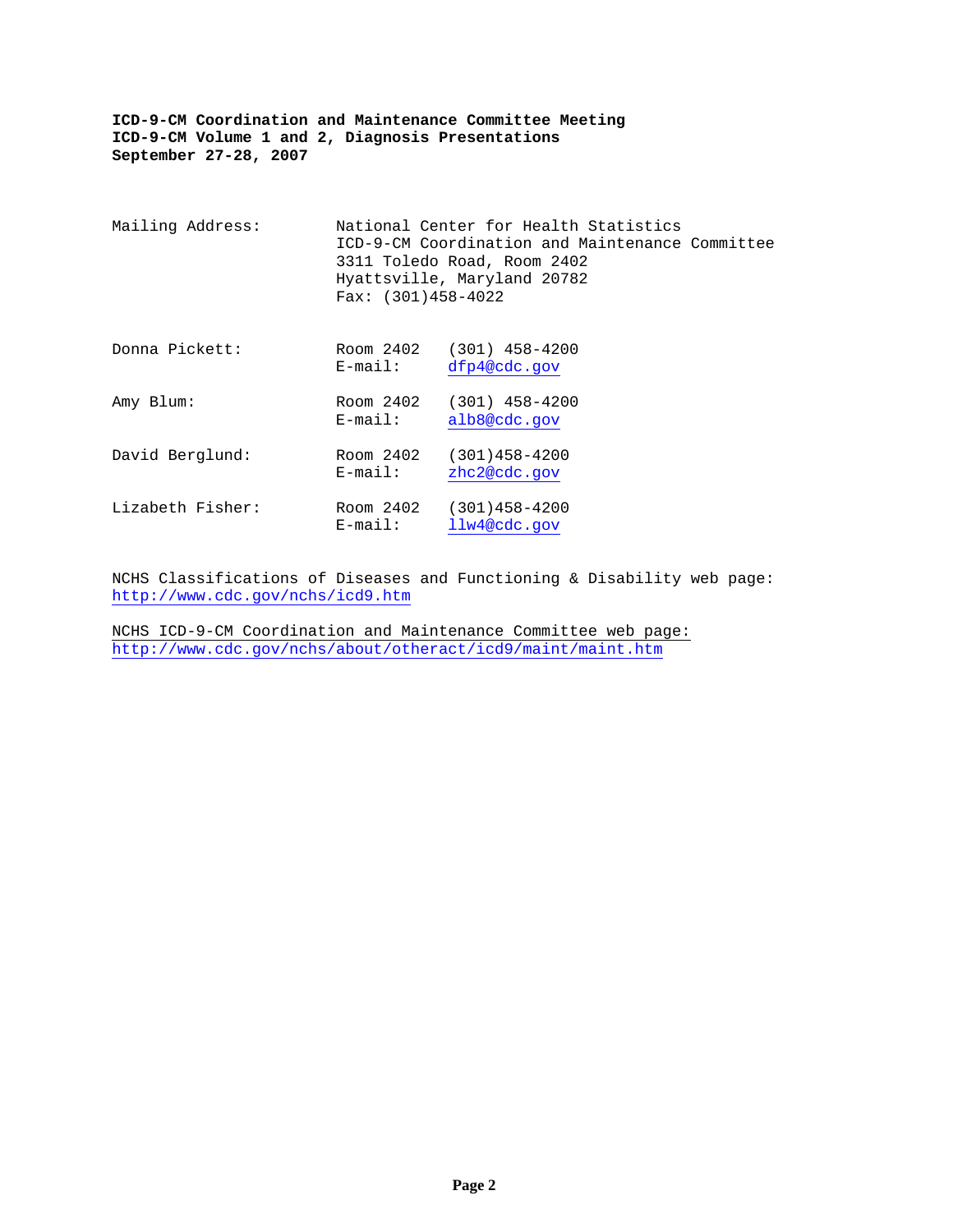**ICD-9-CM Coordination and Maintenance Committee Meeting**
**ICD-9-CM Volume 1 and 2, Diagnosis Presentations**
**September 27-28, 2007**

Mailing Address:
National Center for Health Statistics
ICD-9-CM Coordination and Maintenance Committee
3311 Toledo Road, Room 2402
Hyattsville, Maryland 20782
Fax: (301)458-4022

| | | |
|---|---|---|
| Donna Pickett: | Room 2402 | (301) 458-4200 |
| | E-mail: | dfp4@cdc.gov |
| Amy Blum: | Room 2402 | (301) 458-4200 |
| | E-mail: | alb8@cdc.gov |
| David Berglund: | Room 2402 | (301)458-4200 |
| | E-mail: | zhc2@cdc.gov |
| Lizabeth Fisher: | Room 2402 | (301)458-4200 |
| | E-mail: | llw4@cdc.gov |

NCHS Classifications of Diseases and Functioning & Disability web page:
http://www.cdc.gov/nchs/icd9.htm

NCHS ICD-9-CM Coordination and Maintenance Committee web page:
http://www.cdc.gov/nchs/about/otheract/icd9/maint/maint.htm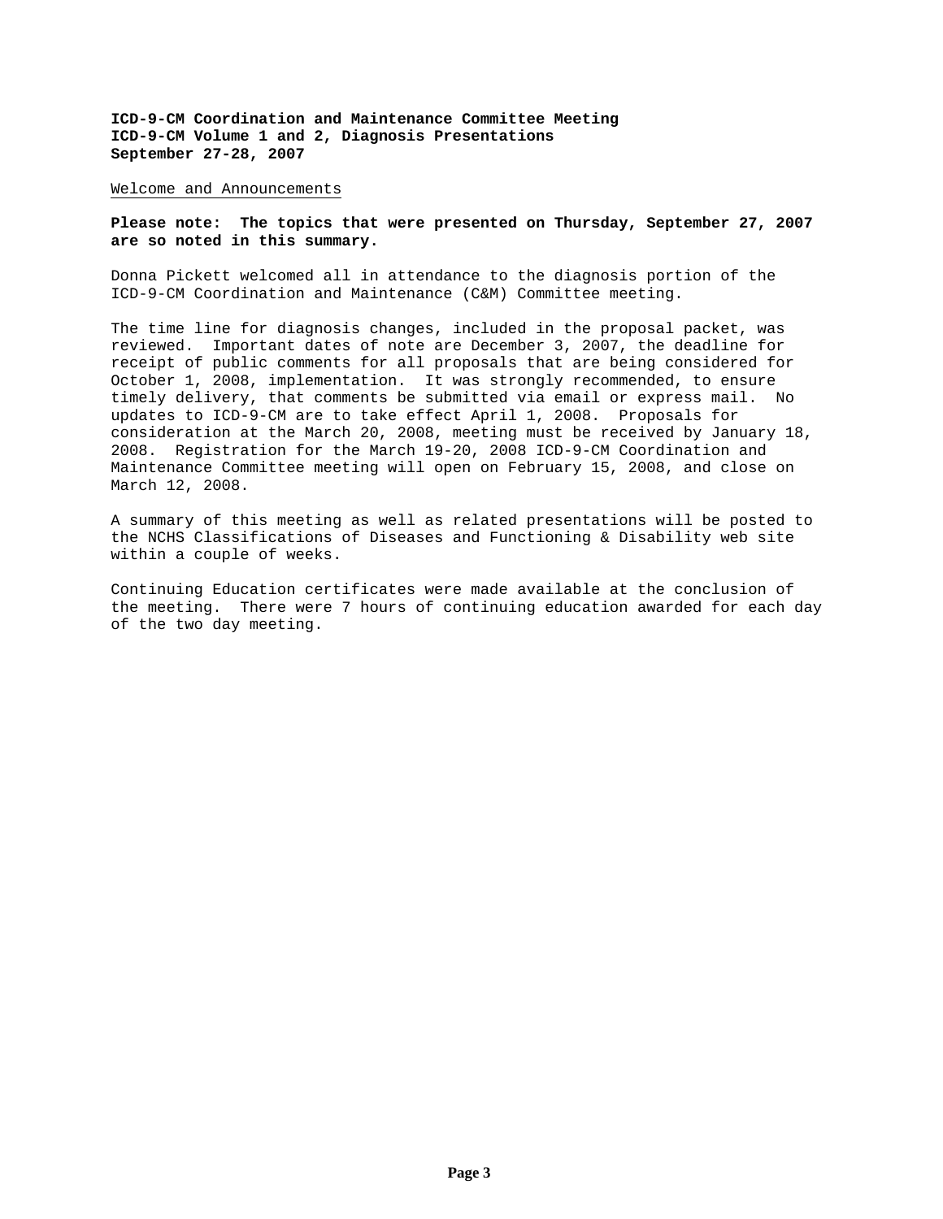**ICD-9-CM Coordination and Maintenance Committee Meeting**
**ICD-9-CM Volume 1 and 2, Diagnosis Presentations**
**September 27-28, 2007**

Welcome and Announcements

**Please note: The topics that were presented on Thursday, September 27, 2007 are so noted in this summary.**

Donna Pickett welcomed all in attendance to the diagnosis portion of the ICD-9-CM Coordination and Maintenance (C&M) Committee meeting.

The time line for diagnosis changes, included in the proposal packet, was reviewed. Important dates of note are December 3, 2007, the deadline for receipt of public comments for all proposals that are being considered for October 1, 2008, implementation. It was strongly recommended, to ensure timely delivery, that comments be submitted via email or express mail. No updates to ICD-9-CM are to take effect April 1, 2008. Proposals for consideration at the March 20, 2008, meeting must be received by January 18, 2008. Registration for the March 19-20, 2008 ICD-9-CM Coordination and Maintenance Committee meeting will open on February 15, 2008, and close on March 12, 2008.

A summary of this meeting as well as related presentations will be posted to the NCHS Classifications of Diseases and Functioning & Disability web site within a couple of weeks.

Continuing Education certificates were made available at the conclusion of the meeting. There were 7 hours of continuing education awarded for each day of the two day meeting.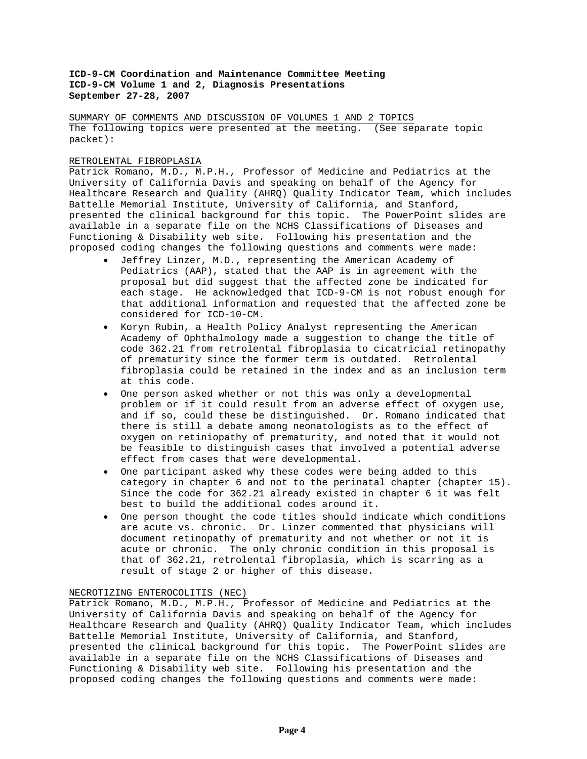**ICD-9-CM Coordination and Maintenance Committee Meeting**
**ICD-9-CM Volume 1 and 2, Diagnosis Presentations**
**September 27-28, 2007**

SUMMARY OF COMMENTS AND DISCUSSION OF VOLUMES 1 AND 2 TOPICS
The following topics were presented at the meeting. (See separate topic packet):

RETROLENTAL FIBROPLASIA
Patrick Romano, M.D., M.P.H., Professor of Medicine and Pediatrics at the University of California Davis and speaking on behalf of the Agency for Healthcare Research and Quality (AHRQ) Quality Indicator Team, which includes Battelle Memorial Institute, University of California, and Stanford, presented the clinical background for this topic. The PowerPoint slides are available in a separate file on the NCHS Classifications of Diseases and Functioning & Disability web site. Following his presentation and the proposed coding changes the following questions and comments were made:

- Jeffrey Linzer, M.D., representing the American Academy of Pediatrics (AAP), stated that the AAP is in agreement with the proposal but did suggest that the affected zone be indicated for each stage. He acknowledged that ICD-9-CM is not robust enough for that additional information and requested that the affected zone be considered for ICD-10-CM.
- Koryn Rubin, a Health Policy Analyst representing the American Academy of Ophthalmology made a suggestion to change the title of code 362.21 from retrolental fibroplasia to cicatricial retinopathy of prematurity since the former term is outdated. Retrolental fibroplasia could be retained in the index and as an inclusion term at this code.
- One person asked whether or not this was only a developmental problem or if it could result from an adverse effect of oxygen use, and if so, could these be distinguished. Dr. Romano indicated that there is still a debate among neonatologists as to the effect of oxygen on retiniopathy of prematurity, and noted that it would not be feasible to distinguish cases that involved a potential adverse effect from cases that were developmental.
- One participant asked why these codes were being added to this category in chapter 6 and not to the perinatal chapter (chapter 15). Since the code for 362.21 already existed in chapter 6 it was felt best to build the additional codes around it.
- One person thought the code titles should indicate which conditions are acute vs. chronic. Dr. Linzer commented that physicians will document retinopathy of prematurity and not whether or not it is acute or chronic. The only chronic condition in this proposal is that of 362.21, retrolental fibroplasia, which is scarring as a result of stage 2 or higher of this disease.

NECROTIZING ENTEROCOLITIS (NEC)
Patrick Romano, M.D., M.P.H., Professor of Medicine and Pediatrics at the University of California Davis and speaking on behalf of the Agency for Healthcare Research and Quality (AHRQ) Quality Indicator Team, which includes Battelle Memorial Institute, University of California, and Stanford, presented the clinical background for this topic. The PowerPoint slides are available in a separate file on the NCHS Classifications of Diseases and Functioning & Disability web site. Following his presentation and the proposed coding changes the following questions and comments were made: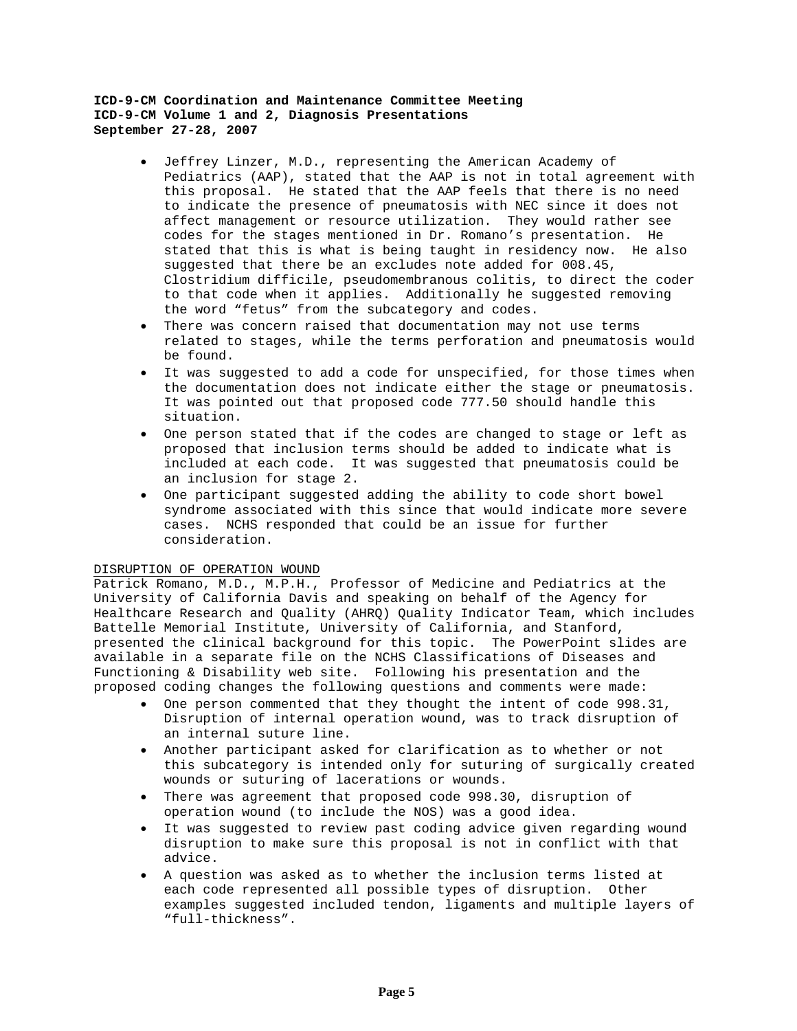- Jeffrey Linzer, M.D., representing the American Academy of Pediatrics (AAP), stated that the AAP is not in total agreement with this proposal. He stated that the AAP feels that there is no need to indicate the presence of pneumatosis with NEC since it does not affect management or resource utilization. They would rather see codes for the stages mentioned in Dr. Romano's presentation. He stated that this is what is being taught in residency now. He also suggested that there be an excludes note added for 008.45, Clostridium difficile, pseudomembranous colitis, to direct the coder to that code when it applies. Additionally he suggested removing the word "fetus" from the subcategory and codes.
- There was concern raised that documentation may not use terms related to stages, while the terms perforation and pneumatosis would be found.
- It was suggested to add a code for unspecified, for those times when the documentation does not indicate either the stage or pneumatosis. It was pointed out that proposed code 777.50 should handle this situation.
- One person stated that if the codes are changed to stage or left as proposed that inclusion terms should be added to indicate what is included at each code. It was suggested that pneumatosis could be an inclusion for stage 2.
- One participant suggested adding the ability to code short bowel syndrome associated with this since that would indicate more severe cases. NCHS responded that could be an issue for further consideration.

DISRUPTION OF OPERATION WOUND

Patrick Romano, M.D., M.P.H., Professor of Medicine and Pediatrics at the University of California Davis and speaking on behalf of the Agency for Healthcare Research and Quality (AHRQ) Quality Indicator Team, which includes Battelle Memorial Institute, University of California, and Stanford, presented the clinical background for this topic. The PowerPoint slides are available in a separate file on the NCHS Classifications of Diseases and Functioning & Disability web site. Following his presentation and the proposed coding changes the following questions and comments were made:

- One person commented that they thought the intent of code 998.31, Disruption of internal operation wound, was to track disruption of an internal suture line.
- Another participant asked for clarification as to whether or not this subcategory is intended only for suturing of surgically created wounds or suturing of lacerations or wounds.
- There was agreement that proposed code 998.30, disruption of operation wound (to include the NOS) was a good idea.
- It was suggested to review past coding advice given regarding wound disruption to make sure this proposal is not in conflict with that advice.
- A question was asked as to whether the inclusion terms listed at each code represented all possible types of disruption. Other examples suggested included tendon, ligaments and multiple layers of "full-thickness".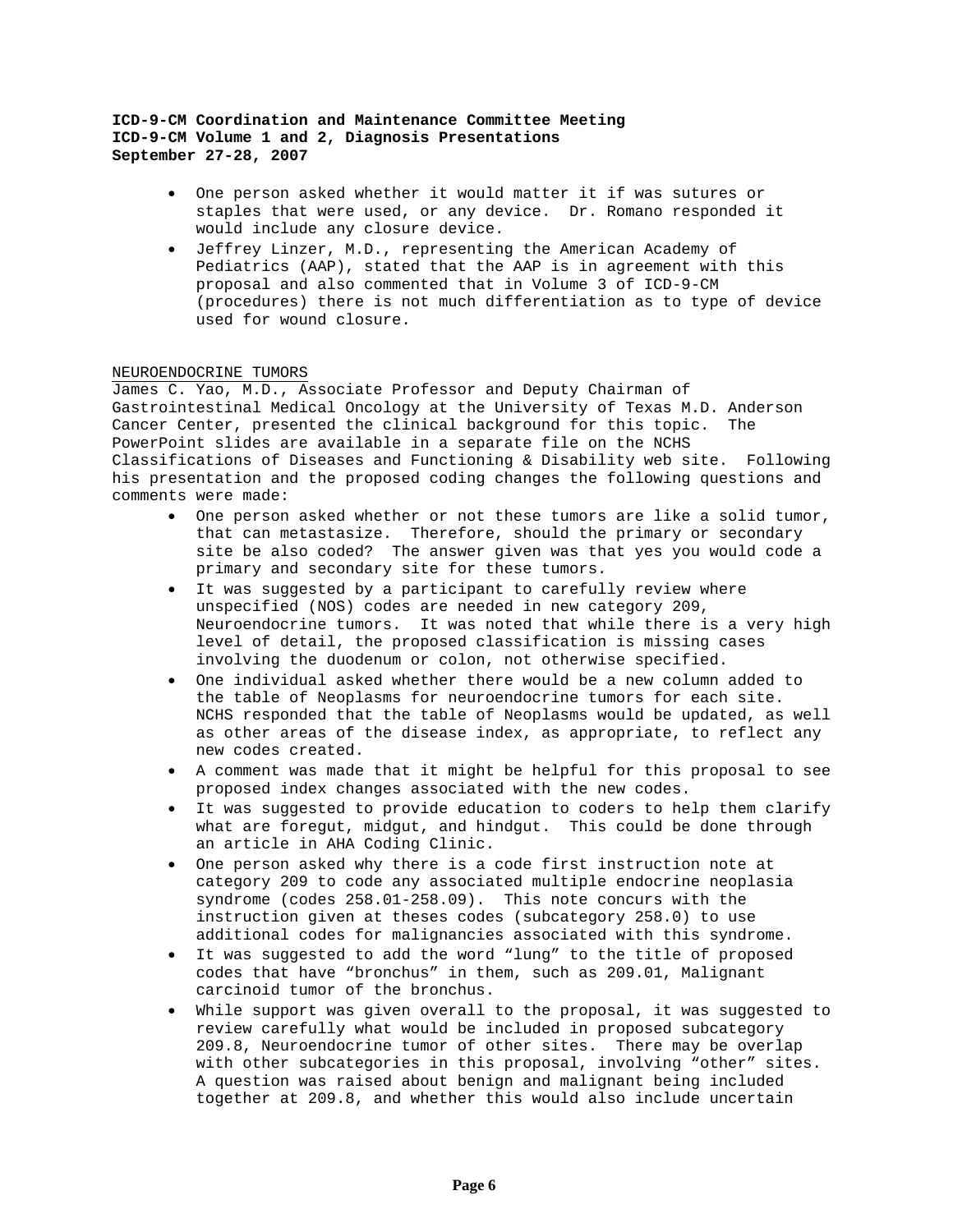- One person asked whether it would matter it if was sutures or staples that were used, or any device. Dr. Romano responded it would include any closure device.
- Jeffrey Linzer, M.D., representing the American Academy of Pediatrics (AAP), stated that the AAP is in agreement with this proposal and also commented that in Volume 3 of ICD-9-CM (procedures) there is not much differentiation as to type of device used for wound closure.

NEUROENDOCRINE TUMORS

James C. Yao, M.D., Associate Professor and Deputy Chairman of Gastrointestinal Medical Oncology at the University of Texas M.D. Anderson Cancer Center, presented the clinical background for this topic. The PowerPoint slides are available in a separate file on the NCHS Classifications of Diseases and Functioning & Disability web site. Following his presentation and the proposed coding changes the following questions and comments were made:

- One person asked whether or not these tumors are like a solid tumor, that can metastasize. Therefore, should the primary or secondary site be also coded? The answer given was that yes you would code a primary and secondary site for these tumors.
- It was suggested by a participant to carefully review where unspecified (NOS) codes are needed in new category 209, Neuroendocrine tumors. It was noted that while there is a very high level of detail, the proposed classification is missing cases involving the duodenum or colon, not otherwise specified.
- One individual asked whether there would be a new column added to the table of Neoplasms for neuroendocrine tumors for each site. NCHS responded that the table of Neoplasms would be updated, as well as other areas of the disease index, as appropriate, to reflect any new codes created.
- A comment was made that it might be helpful for this proposal to see proposed index changes associated with the new codes.
- It was suggested to provide education to coders to help them clarify what are foregut, midgut, and hindgut. This could be done through an article in AHA Coding Clinic.
- One person asked why there is a code first instruction note at category 209 to code any associated multiple endocrine neoplasia syndrome (codes 258.01-258.09). This note concurs with the instruction given at theses codes (subcategory 258.0) to use additional codes for malignancies associated with this syndrome.
- It was suggested to add the word "lung" to the title of proposed codes that have "bronchus" in them, such as 209.01, Malignant carcinoid tumor of the bronchus.
- While support was given overall to the proposal, it was suggested to review carefully what would be included in proposed subcategory 209.8, Neuroendocrine tumor of other sites. There may be overlap with other subcategories in this proposal, involving "other" sites. A question was raised about benign and malignant being included together at 209.8, and whether this would also include uncertain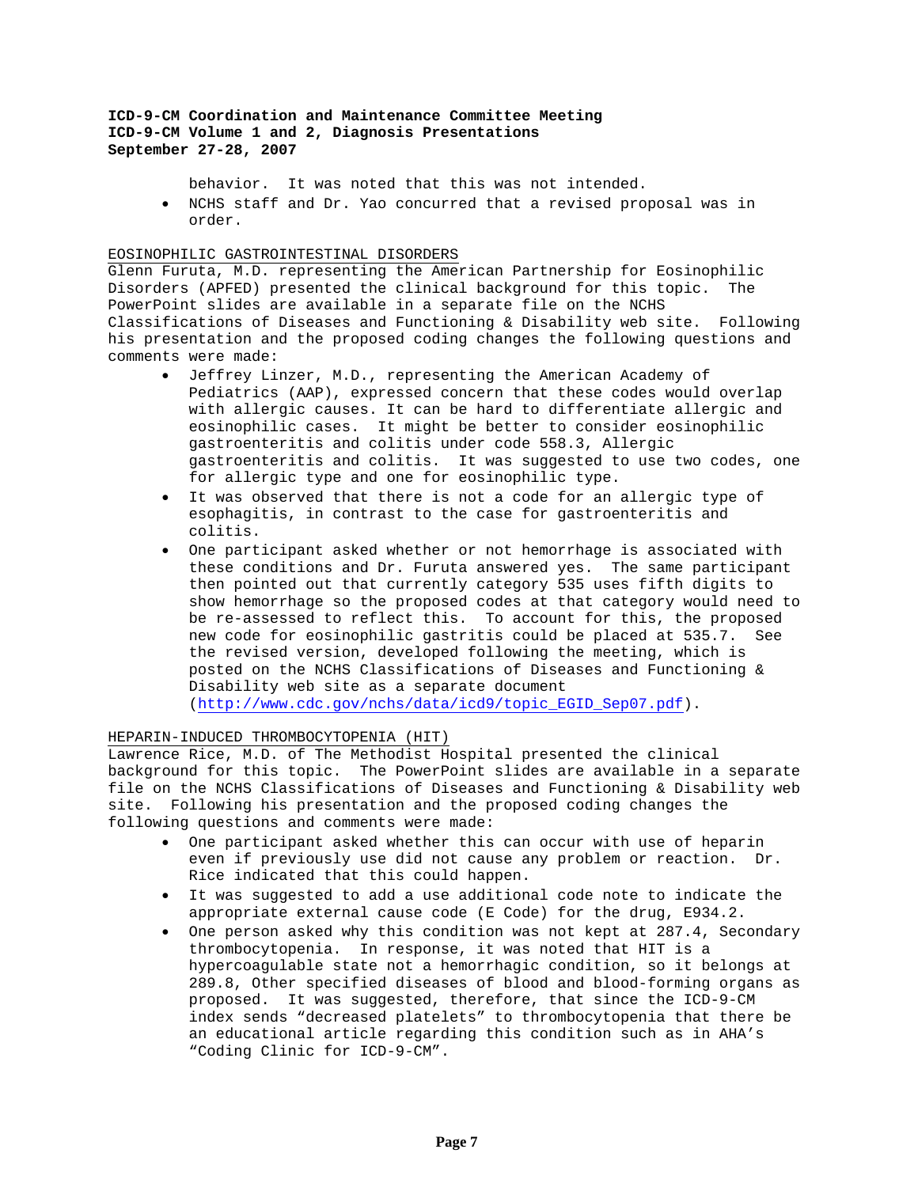behavior. It was noted that this was not intended.

- NCHS staff and Dr. Yao concurred that a revised proposal was in order.

EOSINOPHILIC GASTROINTESTINAL DISORDERS

Glenn Furuta, M.D. representing the American Partnership for Eosinophilic Disorders (APFED) presented the clinical background for this topic. The PowerPoint slides are available in a separate file on the NCHS Classifications of Diseases and Functioning & Disability web site. Following his presentation and the proposed coding changes the following questions and comments were made:

- Jeffrey Linzer, M.D., representing the American Academy of Pediatrics (AAP), expressed concern that these codes would overlap with allergic causes. It can be hard to differentiate allergic and eosinophilic cases. It might be better to consider eosinophilic gastroenteritis and colitis under code 558.3, Allergic gastroenteritis and colitis. It was suggested to use two codes, one for allergic type and one for eosinophilic type.
- It was observed that there is not a code for an allergic type of esophagitis, in contrast to the case for gastroenteritis and colitis.
- One participant asked whether or not hemorrhage is associated with these conditions and Dr. Furuta answered yes. The same participant then pointed out that currently category 535 uses fifth digits to show hemorrhage so the proposed codes at that category would need to be re-assessed to reflect this. To account for this, the proposed new code for eosinophilic gastritis could be placed at 535.7. See the revised version, developed following the meeting, which is posted on the NCHS Classifications of Diseases and Functioning & Disability web site as a separate document (http://www.cdc.gov/nchs/data/icd9/topic_EGID_Sep07.pdf).

HEPARIN-INDUCED THROMBOCYTOPENIA (HIT)

Lawrence Rice, M.D. of The Methodist Hospital presented the clinical background for this topic. The PowerPoint slides are available in a separate file on the NCHS Classifications of Diseases and Functioning & Disability web site. Following his presentation and the proposed coding changes the following questions and comments were made:

- One participant asked whether this can occur with use of heparin even if previously use did not cause any problem or reaction. Dr. Rice indicated that this could happen.
- It was suggested to add a use additional code note to indicate the appropriate external cause code (E Code) for the drug, E934.2.
- One person asked why this condition was not kept at 287.4, Secondary thrombocytopenia. In response, it was noted that HIT is a hypercoagulable state not a hemorrhagic condition, so it belongs at 289.8, Other specified diseases of blood and blood-forming organs as proposed. It was suggested, therefore, that since the ICD-9-CM index sends "decreased platelets" to thrombocytopenia that there be an educational article regarding this condition such as in AHA's "Coding Clinic for ICD-9-CM".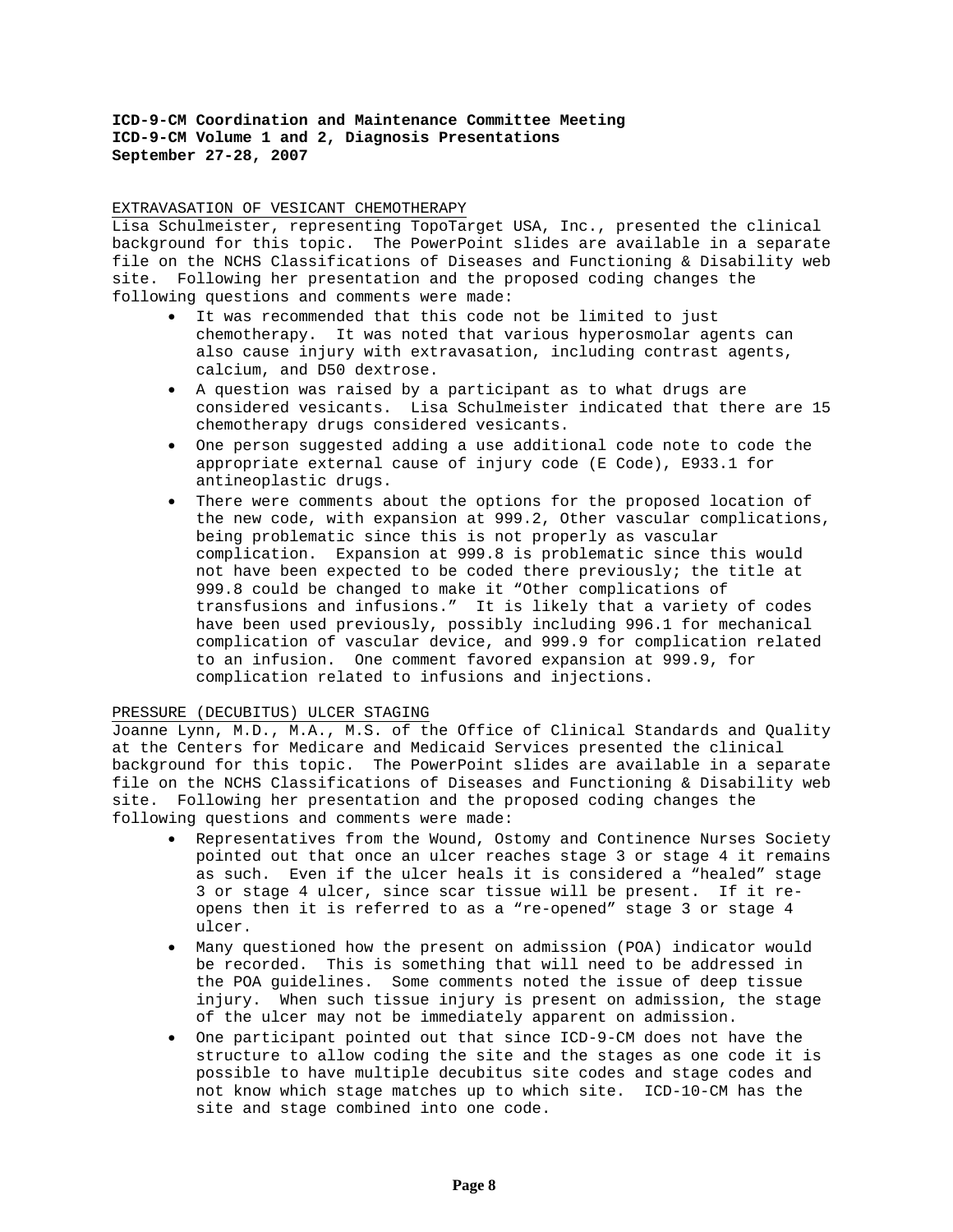**ICD-9-CM Coordination and Maintenance Committee Meeting**
**ICD-9-CM Volume 1 and 2, Diagnosis Presentations**
**September 27-28, 2007**

EXTRAVASATION OF VESICANT CHEMOTHERAPY

Lisa Schulmeister, representing TopoTarget USA, Inc., presented the clinical background for this topic. The PowerPoint slides are available in a separate file on the NCHS Classifications of Diseases and Functioning & Disability web site. Following her presentation and the proposed coding changes the following questions and comments were made:

- It was recommended that this code not be limited to just chemotherapy. It was noted that various hyperosmolar agents can also cause injury with extravasation, including contrast agents, calcium, and D50 dextrose.
- A question was raised by a participant as to what drugs are considered vesicants. Lisa Schulmeister indicated that there are 15 chemotherapy drugs considered vesicants.
- One person suggested adding a use additional code note to code the appropriate external cause of injury code (E Code), E933.1 for antineoplastic drugs.
- There were comments about the options for the proposed location of the new code, with expansion at 999.2, Other vascular complications, being problematic since this is not properly as vascular complication. Expansion at 999.8 is problematic since this would not have been expected to be coded there previously; the title at 999.8 could be changed to make it "Other complications of transfusions and infusions." It is likely that a variety of codes have been used previously, possibly including 996.1 for mechanical complication of vascular device, and 999.9 for complication related to an infusion. One comment favored expansion at 999.9, for complication related to infusions and injections.

PRESSURE (DECUBITUS) ULCER STAGING

Joanne Lynn, M.D., M.A., M.S. of the Office of Clinical Standards and Quality at the Centers for Medicare and Medicaid Services presented the clinical background for this topic. The PowerPoint slides are available in a separate file on the NCHS Classifications of Diseases and Functioning & Disability web site. Following her presentation and the proposed coding changes the following questions and comments were made:

- Representatives from the Wound, Ostomy and Continence Nurses Society pointed out that once an ulcer reaches stage 3 or stage 4 it remains as such. Even if the ulcer heals it is considered a "healed" stage 3 or stage 4 ulcer, since scar tissue will be present. If it re-opens then it is referred to as a "re-opened" stage 3 or stage 4 ulcer.
- Many questioned how the present on admission (POA) indicator would be recorded. This is something that will need to be addressed in the POA guidelines. Some comments noted the issue of deep tissue injury. When such tissue injury is present on admission, the stage of the ulcer may not be immediately apparent on admission.
- One participant pointed out that since ICD-9-CM does not have the structure to allow coding the site and the stages as one code it is possible to have multiple decubitus site codes and stage codes and not know which stage matches up to which site. ICD-10-CM has the site and stage combined into one code.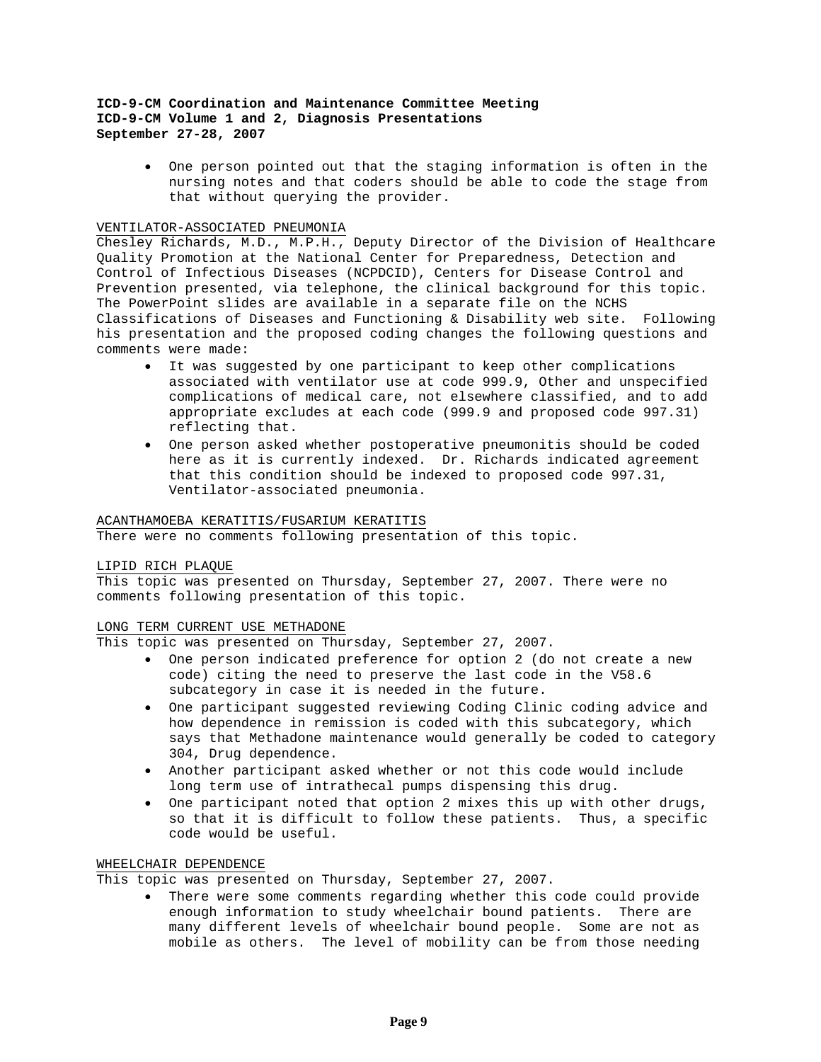- One person pointed out that the staging information is often in the nursing notes and that coders should be able to code the stage from that without querying the provider.

VENTILATOR-ASSOCIATED PNEUMONIA

Chesley Richards, M.D., M.P.H., Deputy Director of the Division of Healthcare Quality Promotion at the National Center for Preparedness, Detection and Control of Infectious Diseases (NCPDCID), Centers for Disease Control and Prevention presented, via telephone, the clinical background for this topic. The PowerPoint slides are available in a separate file on the NCHS Classifications of Diseases and Functioning & Disability web site. Following his presentation and the proposed coding changes the following questions and comments were made:

- It was suggested by one participant to keep other complications associated with ventilator use at code 999.9, Other and unspecified complications of medical care, not elsewhere classified, and to add appropriate excludes at each code (999.9 and proposed code 997.31) reflecting that.
- One person asked whether postoperative pneumonitis should be coded here as it is currently indexed. Dr. Richards indicated agreement that this condition should be indexed to proposed code 997.31, Ventilator-associated pneumonia.

ACANTHAMOEBA KERATITIS/FUSARIUM KERATITIS

There were no comments following presentation of this topic.

LIPID RICH PLAQUE

This topic was presented on Thursday, September 27, 2007. There were no comments following presentation of this topic.

LONG TERM CURRENT USE METHADONE

This topic was presented on Thursday, September 27, 2007.

- One person indicated preference for option 2 (do not create a new code) citing the need to preserve the last code in the V58.6 subcategory in case it is needed in the future.
- One participant suggested reviewing Coding Clinic coding advice and how dependence in remission is coded with this subcategory, which says that Methadone maintenance would generally be coded to category 304, Drug dependence.
- Another participant asked whether or not this code would include long term use of intrathecal pumps dispensing this drug.
- One participant noted that option 2 mixes this up with other drugs, so that it is difficult to follow these patients. Thus, a specific code would be useful.

WHEELCHAIR DEPENDENCE

This topic was presented on Thursday, September 27, 2007.

- There were some comments regarding whether this code could provide enough information to study wheelchair bound patients. There are many different levels of wheelchair bound people. Some are not as mobile as others. The level of mobility can be from those needing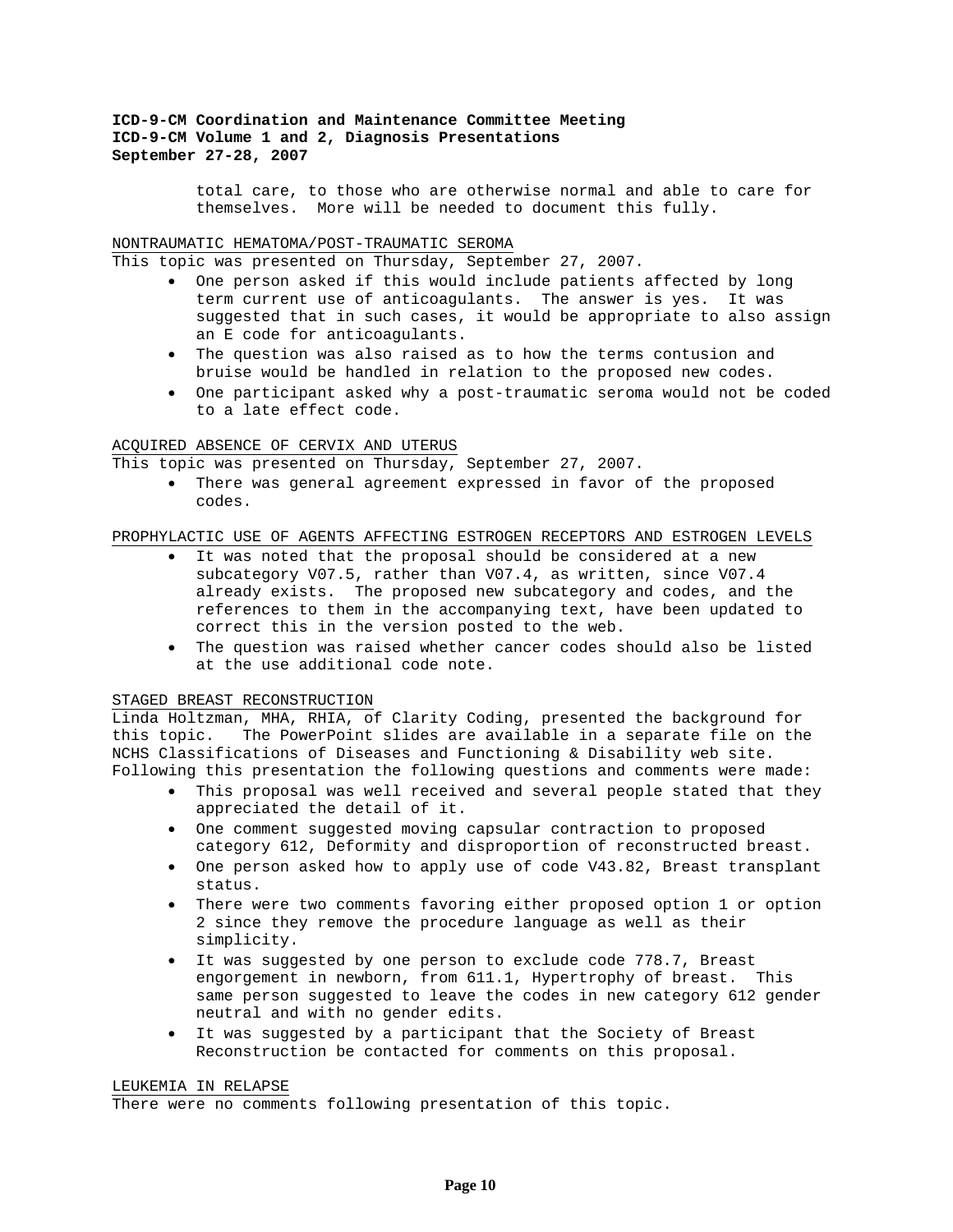total care, to those who are otherwise normal and able to care for themselves. More will be needed to document this fully.

NONTRAUMATIC HEMATOMA/POST-TRAUMATIC SEROMA

This topic was presented on Thursday, September 27, 2007.

- One person asked if this would include patients affected by long term current use of anticoagulants. The answer is yes. It was suggested that in such cases, it would be appropriate to also assign an E code for anticoagulants.
- The question was also raised as to how the terms contusion and bruise would be handled in relation to the proposed new codes.
- One participant asked why a post-traumatic seroma would not be coded to a late effect code.

ACQUIRED ABSENCE OF CERVIX AND UTERUS

This topic was presented on Thursday, September 27, 2007.

- There was general agreement expressed in favor of the proposed codes.

PROPHYLACTIC USE OF AGENTS AFFECTING ESTROGEN RECEPTORS AND ESTROGEN LEVELS

- It was noted that the proposal should be considered at a new subcategory V07.5, rather than V07.4, as written, since V07.4 already exists. The proposed new subcategory and codes, and the references to them in the accompanying text, have been updated to correct this in the version posted to the web.
- The question was raised whether cancer codes should also be listed at the use additional code note.

STAGED BREAST RECONSTRUCTION

Linda Holtzman, MHA, RHIA, of Clarity Coding, presented the background for this topic. The PowerPoint slides are available in a separate file on the NCHS Classifications of Diseases and Functioning & Disability web site. Following this presentation the following questions and comments were made:

- This proposal was well received and several people stated that they appreciated the detail of it.
- One comment suggested moving capsular contraction to proposed category 612, Deformity and disproportion of reconstructed breast.
- One person asked how to apply use of code V43.82, Breast transplant status.
- There were two comments favoring either proposed option 1 or option 2 since they remove the procedure language as well as their simplicity.
- It was suggested by one person to exclude code 778.7, Breast engorgement in newborn, from 611.1, Hypertrophy of breast. This same person suggested to leave the codes in new category 612 gender neutral and with no gender edits.
- It was suggested by a participant that the Society of Breast Reconstruction be contacted for comments on this proposal.

LEUKEMIA IN RELAPSE

There were no comments following presentation of this topic.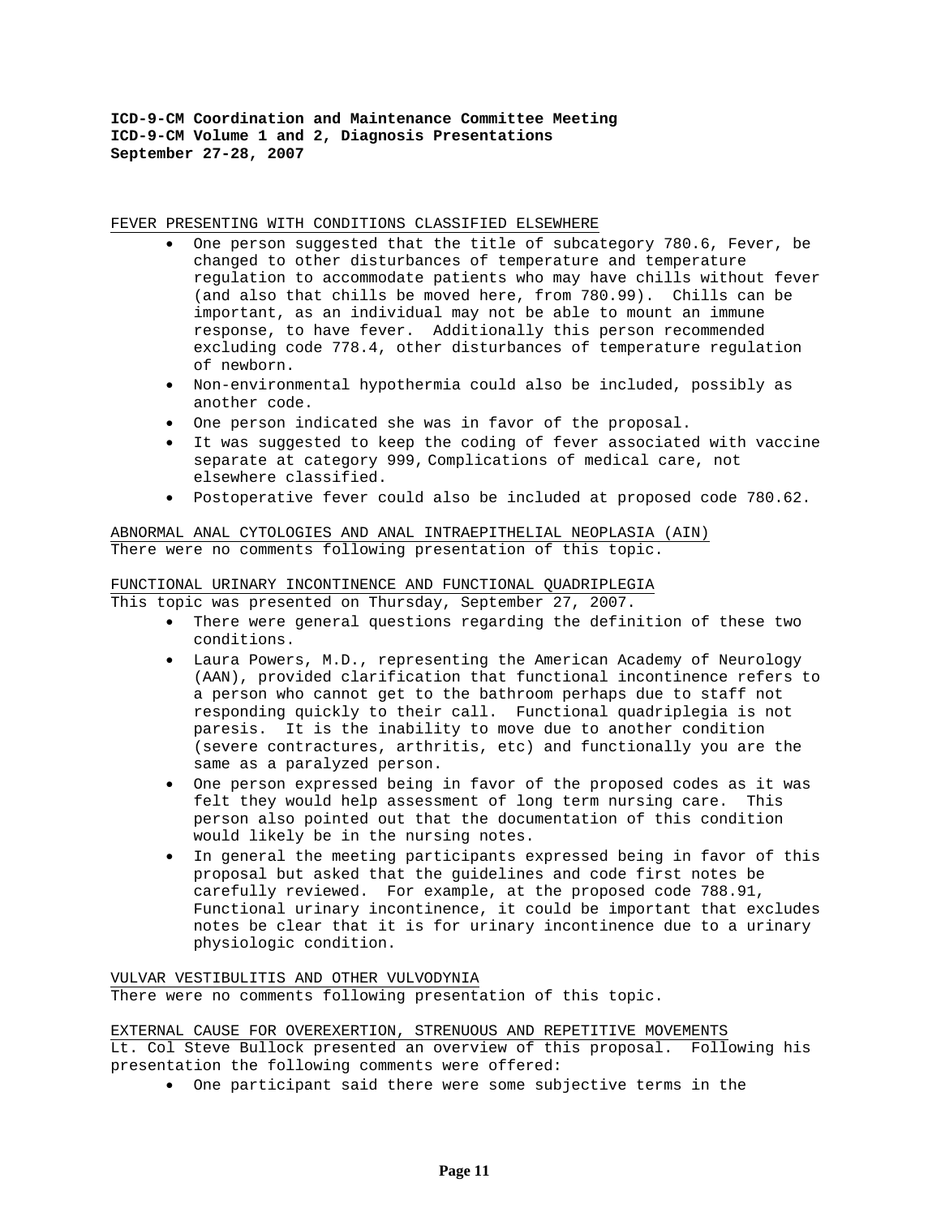FEVER PRESENTING WITH CONDITIONS CLASSIFIED ELSEWHERE

- One person suggested that the title of subcategory 780.6, Fever, be changed to other disturbances of temperature and temperature regulation to accommodate patients who may have chills without fever (and also that chills be moved here, from 780.99). Chills can be important, as an individual may not be able to mount an immune response, to have fever. Additionally this person recommended excluding code 778.4, other disturbances of temperature regulation of newborn.
- Non-environmental hypothermia could also be included, possibly as another code.
- One person indicated she was in favor of the proposal.
- It was suggested to keep the coding of fever associated with vaccine separate at category 999, Complications of medical care, not elsewhere classified.
- Postoperative fever could also be included at proposed code 780.62.

ABNORMAL ANAL CYTOLOGIES AND ANAL INTRAEPITHELIAL NEOPLASIA (AIN)

There were no comments following presentation of this topic.

FUNCTIONAL URINARY INCONTINENCE AND FUNCTIONAL QUADRIPLEGIA

This topic was presented on Thursday, September 27, 2007.

- There were general questions regarding the definition of these two conditions.
- Laura Powers, M.D., representing the American Academy of Neurology (AAN), provided clarification that functional incontinence refers to a person who cannot get to the bathroom perhaps due to staff not responding quickly to their call. Functional quadriplegia is not paresis. It is the inability to move due to another condition (severe contractures, arthritis, etc) and functionally you are the same as a paralyzed person.
- One person expressed being in favor of the proposed codes as it was felt they would help assessment of long term nursing care. This person also pointed out that the documentation of this condition would likely be in the nursing notes.
- In general the meeting participants expressed being in favor of this proposal but asked that the guidelines and code first notes be carefully reviewed. For example, at the proposed code 788.91, Functional urinary incontinence, it could be important that excludes notes be clear that it is for urinary incontinence due to a urinary physiologic condition.

VULVAR VESTIBULITIS AND OTHER VULVODYNIA

There were no comments following presentation of this topic.

EXTERNAL CAUSE FOR OVEREXERTION, STRENUOUS AND REPETITIVE MOVEMENTS

Lt. Col Steve Bullock presented an overview of this proposal. Following his presentation the following comments were offered:

- One participant said there were some subjective terms in the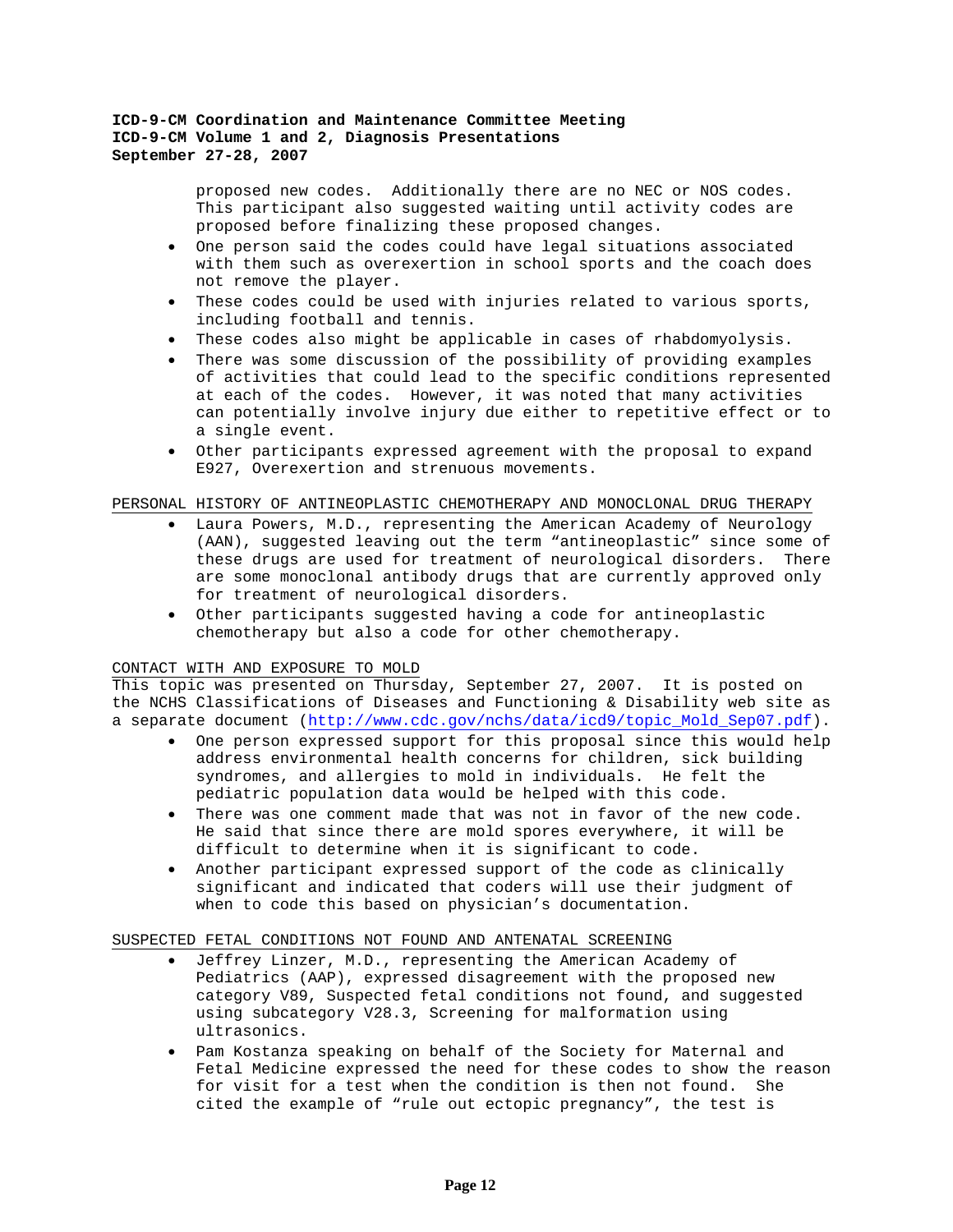proposed new codes. Additionally there are no NEC or NOS codes. This participant also suggested waiting until activity codes are proposed before finalizing these proposed changes.

- One person said the codes could have legal situations associated with them such as overexertion in school sports and the coach does not remove the player.
- These codes could be used with injuries related to various sports, including football and tennis.
- These codes also might be applicable in cases of rhabdomyolysis.
- There was some discussion of the possibility of providing examples of activities that could lead to the specific conditions represented at each of the codes. However, it was noted that many activities can potentially involve injury due either to repetitive effect or to a single event.
- Other participants expressed agreement with the proposal to expand E927, Overexertion and strenuous movements.

PERSONAL HISTORY OF ANTINEOPLASTIC CHEMOTHERAPY AND MONOCLONAL DRUG THERAPY

- Laura Powers, M.D., representing the American Academy of Neurology (AAN), suggested leaving out the term "antineoplastic" since some of these drugs are used for treatment of neurological disorders. There are some monoclonal antibody drugs that are currently approved only for treatment of neurological disorders.
- Other participants suggested having a code for antineoplastic chemotherapy but also a code for other chemotherapy.

CONTACT WITH AND EXPOSURE TO MOLD

This topic was presented on Thursday, September 27, 2007. It is posted on the NCHS Classifications of Diseases and Functioning & Disability web site as a separate document (http://www.cdc.gov/nchs/data/icd9/topic_Mold_Sep07.pdf).

- One person expressed support for this proposal since this would help address environmental health concerns for children, sick building syndromes, and allergies to mold in individuals. He felt the pediatric population data would be helped with this code.
- There was one comment made that was not in favor of the new code. He said that since there are mold spores everywhere, it will be difficult to determine when it is significant to code.
- Another participant expressed support of the code as clinically significant and indicated that coders will use their judgment of when to code this based on physician's documentation.

SUSPECTED FETAL CONDITIONS NOT FOUND AND ANTENATAL SCREENING

- Jeffrey Linzer, M.D., representing the American Academy of Pediatrics (AAP), expressed disagreement with the proposed new category V89, Suspected fetal conditions not found, and suggested using subcategory V28.3, Screening for malformation using ultrasonics.
- Pam Kostanza speaking on behalf of the Society for Maternal and Fetal Medicine expressed the need for these codes to show the reason for visit for a test when the condition is then not found. She cited the example of "rule out ectopic pregnancy", the test is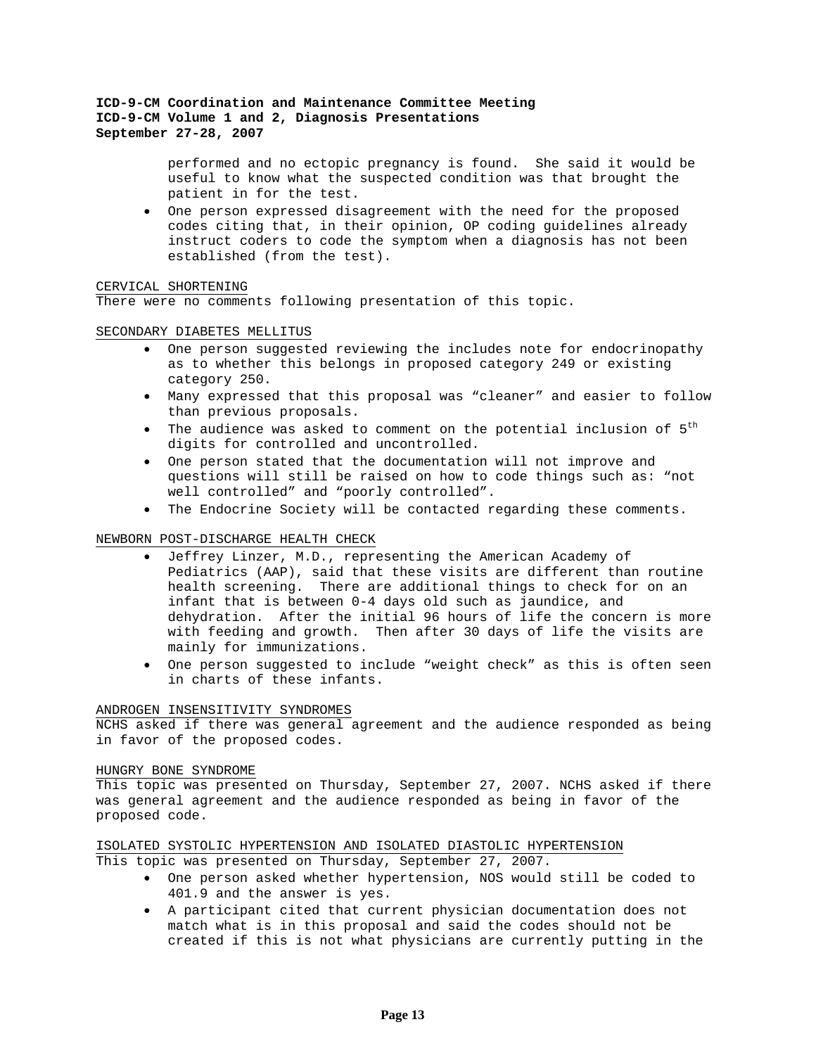performed and no ectopic pregnancy is found. She said it would be useful to know what the suspected condition was that brought the patient in for the test.

- One person expressed disagreement with the need for the proposed codes citing that, in their opinion, OP coding guidelines already instruct coders to code the symptom when a diagnosis has not been established (from the test).

CERVICAL SHORTENING

There were no comments following presentation of this topic.

SECONDARY DIABETES MELLITUS

- One person suggested reviewing the includes note for endocrinopathy as to whether this belongs in proposed category 249 or existing category 250.
- Many expressed that this proposal was "cleaner" and easier to follow than previous proposals.
- The audience was asked to comment on the potential inclusion of 5th digits for controlled and uncontrolled.
- One person stated that the documentation will not improve and questions will still be raised on how to code things such as: "not well controlled" and "poorly controlled".
- The Endocrine Society will be contacted regarding these comments.

NEWBORN POST-DISCHARGE HEALTH CHECK

- Jeffrey Linzer, M.D., representing the American Academy of Pediatrics (AAP), said that these visits are different than routine health screening. There are additional things to check for on an infant that is between 0-4 days old such as jaundice, and dehydration. After the initial 96 hours of life the concern is more with feeding and growth. Then after 30 days of life the visits are mainly for immunizations.
- One person suggested to include "weight check" as this is often seen in charts of these infants.

ANDROGEN INSENSITIVITY SYNDROMES

NCHS asked if there was general agreement and the audience responded as being in favor of the proposed codes.

HUNGRY BONE SYNDROME

This topic was presented on Thursday, September 27, 2007. NCHS asked if there was general agreement and the audience responded as being in favor of the proposed code.

ISOLATED SYSTOLIC HYPERTENSION AND ISOLATED DIASTOLIC HYPERTENSION

This topic was presented on Thursday, September 27, 2007.

- One person asked whether hypertension, NOS would still be coded to 401.9 and the answer is yes.
- A participant cited that current physician documentation does not match what is in this proposal and said the codes should not be created if this is not what physicians are currently putting in the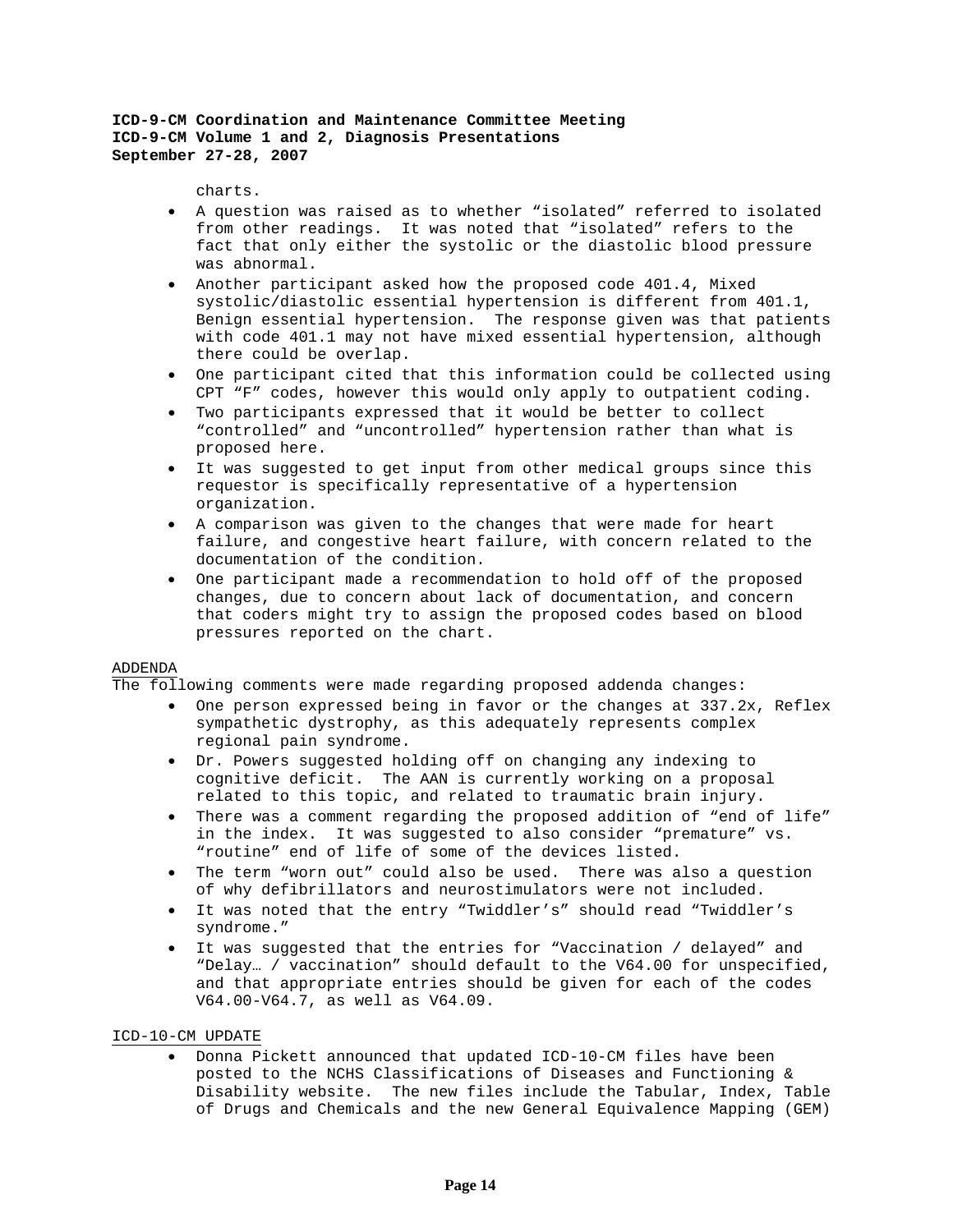charts.

- A question was raised as to whether "isolated" referred to isolated from other readings. It was noted that "isolated" refers to the fact that only either the systolic or the diastolic blood pressure was abnormal.
- Another participant asked how the proposed code 401.4, Mixed systolic/diastolic essential hypertension is different from 401.1, Benign essential hypertension. The response given was that patients with code 401.1 may not have mixed essential hypertension, although there could be overlap.
- One participant cited that this information could be collected using CPT "F" codes, however this would only apply to outpatient coding.
- Two participants expressed that it would be better to collect "controlled" and "uncontrolled" hypertension rather than what is proposed here.
- It was suggested to get input from other medical groups since this requestor is specifically representative of a hypertension organization.
- A comparison was given to the changes that were made for heart failure, and congestive heart failure, with concern related to the documentation of the condition.
- One participant made a recommendation to hold off of the proposed changes, due to concern about lack of documentation, and concern that coders might try to assign the proposed codes based on blood pressures reported on the chart.

ADDENDA

The following comments were made regarding proposed addenda changes:

- One person expressed being in favor or the changes at 337.2x, Reflex sympathetic dystrophy, as this adequately represents complex regional pain syndrome.
- Dr. Powers suggested holding off on changing any indexing to cognitive deficit. The AAN is currently working on a proposal related to this topic, and related to traumatic brain injury.
- There was a comment regarding the proposed addition of "end of life" in the index. It was suggested to also consider "premature" vs. "routine" end of life of some of the devices listed.
- The term "worn out" could also be used. There was also a question of why defibrillators and neurostimulators were not included.
- It was noted that the entry "Twiddler's" should read "Twiddler's syndrome."
- It was suggested that the entries for "Vaccination / delayed" and "Delay… / vaccination" should default to the V64.00 for unspecified, and that appropriate entries should be given for each of the codes V64.00-V64.7, as well as V64.09.

ICD-10-CM UPDATE

- Donna Pickett announced that updated ICD-10-CM files have been posted to the NCHS Classifications of Diseases and Functioning & Disability website. The new files include the Tabular, Index, Table of Drugs and Chemicals and the new General Equivalence Mapping (GEM)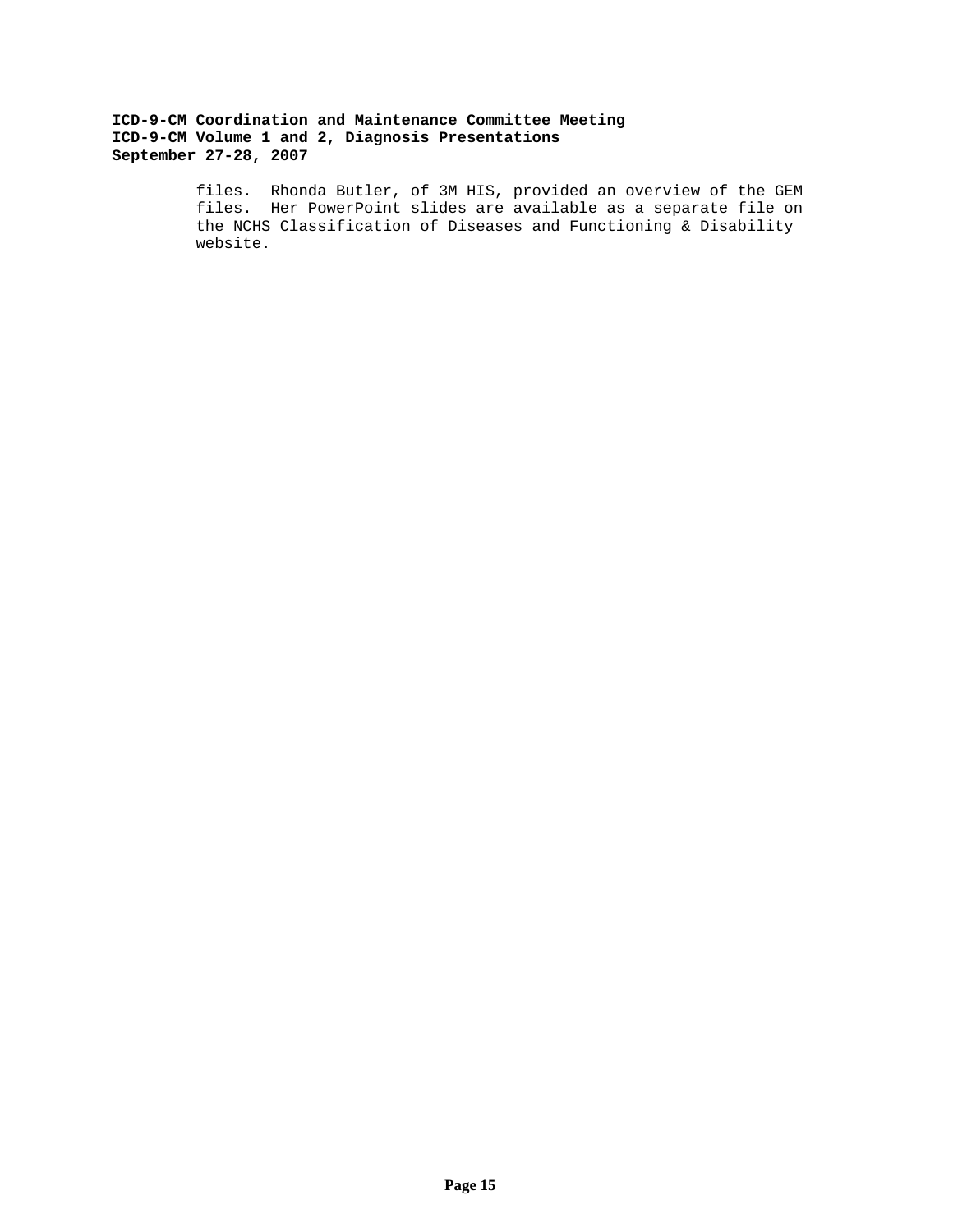files.  Rhonda Butler, of 3M HIS, provided an overview of the GEM files.  Her PowerPoint slides are available as a separate file on the NCHS Classification of Diseases and Functioning & Disability website.